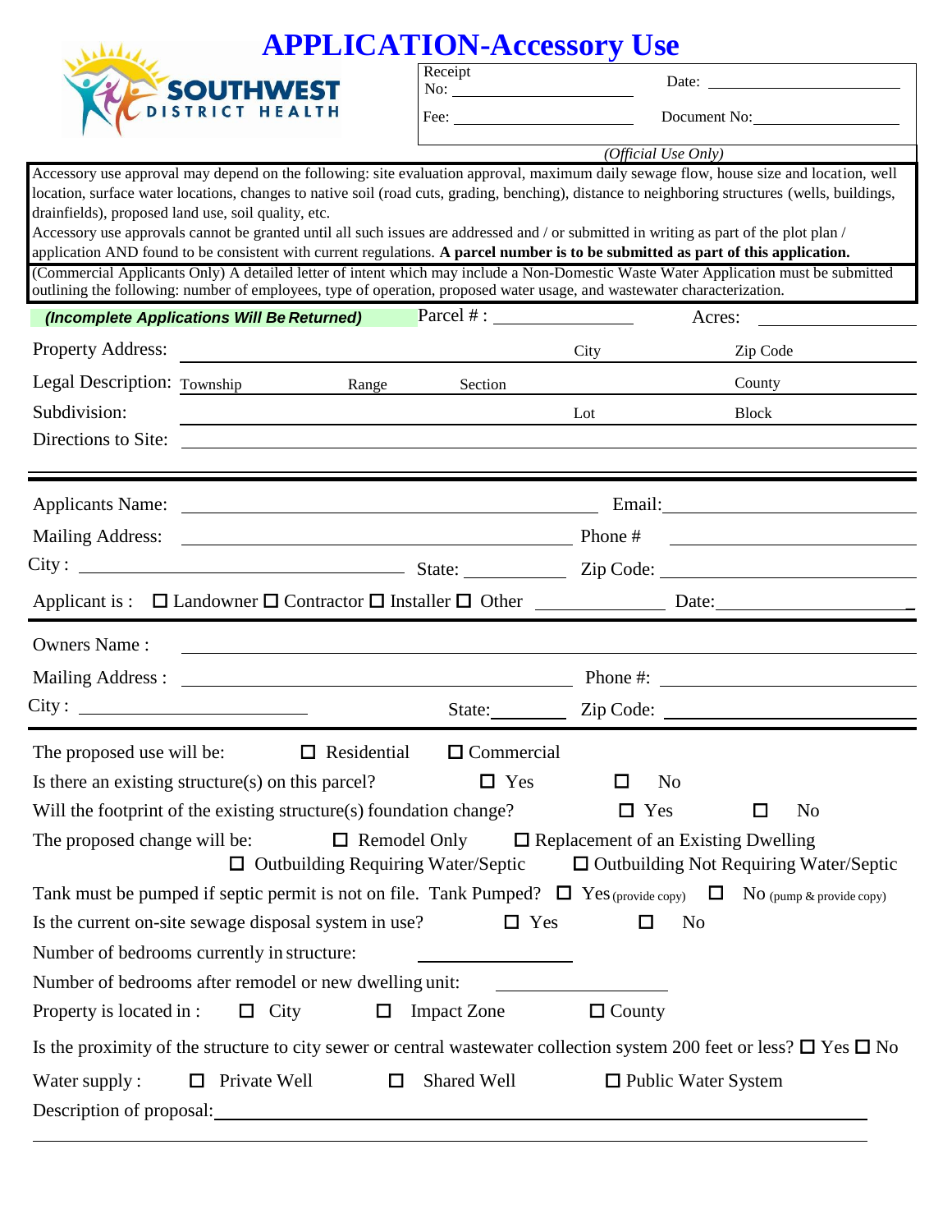# APPLICATION-Accessory Use

SOUTHWEST DISTRICT HEALTH

| Receipt No: ______________ | Date: ______________ |
|---|---|
| Fee: ______________ | Document No: ______________ |

*(Official Use Only)*

Accessory use approval may depend on the following: site evaluation approval, maximum daily sewage flow, house size and location, well location, surface water locations, changes to native soil (road cuts, grading, benching), distance to neighboring structures (wells, buildings, drainfields), proposed land use, soil quality, etc.

Accessory use approvals cannot be granted until all such issues are addressed and / or submitted in writing as part of the plot plan / application AND found to be consistent with current regulations. **A parcel number is to be submitted as part of this application.**

(Commercial Applicants Only) A detailed letter of intent which may include a Non-Domestic Waste Water Application must be submitted outlining the following: number of employees, type of operation, proposed water usage, and wastewater characterization.

***(Incomplete Applications Will Be Returned)*** Parcel # : ______________ Acres: ______________

Property Address: ______________ City ______________ Zip Code ______________

Legal Description: Township ______ Range ______ Section ______ County ______________

Subdivision: ______________ Lot ______ Block ______

Directions to Site: ______________________________________________

---

Applicants Name: ______________________________ Email: ______________________

Mailing Address: ______________________________ Phone # ______________________

City : ______________________ State: __________ Zip Code: ______________

Applicant is : ☐ Landowner ☐ Contractor ☐ Installer ☐ Other ______________ Date: ______________

---

Owners Name : ______________________________________________

Mailing Address : ______________________________ Phone #: ______________________

City : ______________________ State: __________ Zip Code: ______________

---

The proposed use will be: ☐ Residential ☐ Commercial

Is there an existing structure(s) on this parcel? ☐ Yes ☐ No

Will the footprint of the existing structure(s) foundation change? ☐ Yes ☐ No

The proposed change will be: ☐ Remodel Only ☐ Replacement of an Existing Dwelling ☐ Outbuilding Requiring Water/Septic ☐ Outbuilding Not Requiring Water/Septic

Tank must be pumped if septic permit is not on file. Tank Pumped? ☐ Yes (provide copy) ☐ No (pump & provide copy)

Is the current on-site sewage disposal system in use? ☐ Yes ☐ No

Number of bedrooms currently in structure: ______________

Number of bedrooms after remodel or new dwelling unit: ______________

Property is located in : ☐ City ☐ Impact Zone ☐ County

Is the proximity of the structure to city sewer or central wastewater collection system 200 feet or less? ☐ Yes ☐ No

Water supply : ☐ Private Well ☐ Shared Well ☐ Public Water System

Description of proposal: ______________________________________________

______________________________________________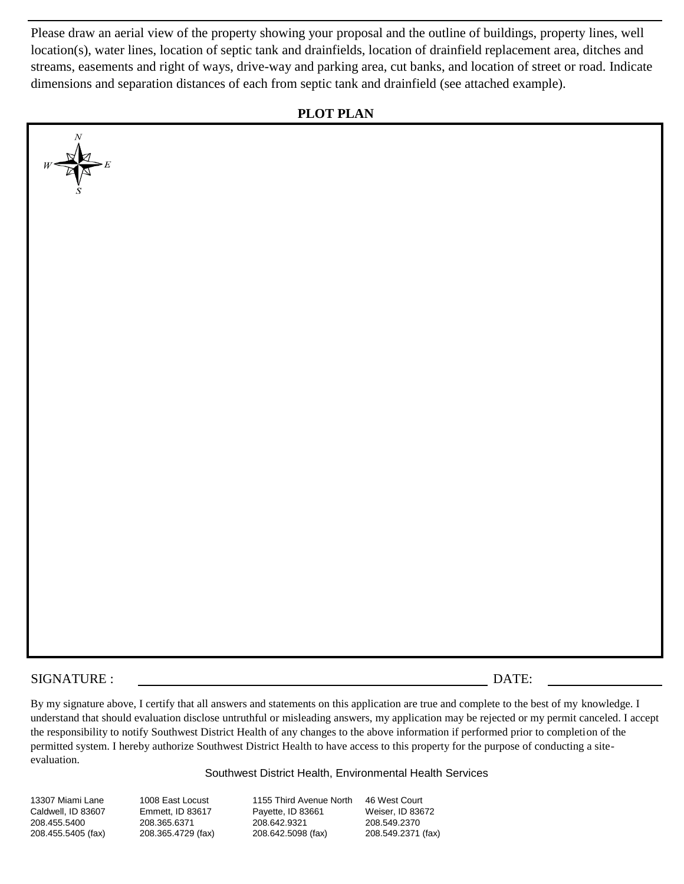Please draw an aerial view of the property showing your proposal and the outline of buildings, property lines, well location(s), water lines, location of septic tank and drainfields, location of drainfield replacement area, ditches and streams, easements and right of ways, drive-way and parking area, cut banks, and location of street or road. Indicate dimensions and separation distances of each from septic tank and drainfield (see attached example).

**PLOT PLAN**

N

W E

S

SIGNATURE : ____________________________________ DATE: ______________

By my signature above, I certify that all answers and statements on this application are true and complete to the best of my knowledge. I understand that should evaluation disclose untruthful or misleading answers, my application may be rejected or my permit canceled. I accept the responsibility to notify Southwest District Health of any changes to the above information if performed prior to completion of the permitted system. I hereby authorize Southwest District Health to have access to this property for the purpose of conducting a site-evaluation.

Southwest District Health, Environmental Health Services

| | | | |
|---|---|---|---|
| 13307 Miami Lane | 1008 East Locust | 1155 Third Avenue North | 46 West Court |
| Caldwell, ID 83607 | Emmett, ID 83617 | Payette, ID 83661 | Weiser, ID 83672 |
| 208.455.5400 | 208.365.6371 | 208.642.9321 | 208.549.2370 |
| 208.455.5405 (fax) | 208.365.4729 (fax) | 208.642.5098 (fax) | 208.549.2371 (fax) |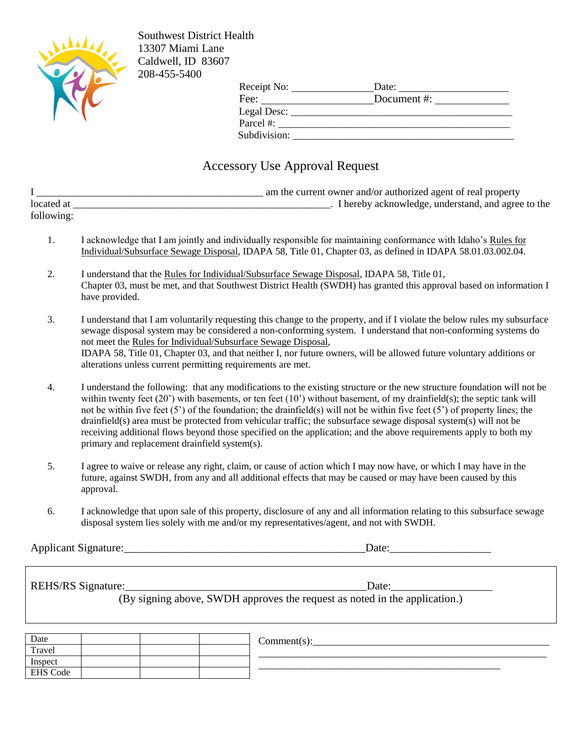Southwest District Health
13307 Miami Lane
Caldwell, ID 83607
208-455-5400

Receipt No: _______________ Date: ____________________
Fee: ____________________ Document #: _____________
Legal Desc: ________________________________________
Parcel #: __________________________________________
Subdivision: ________________________________________

# Accessory Use Approval Request

I __________________________________________ am the current owner and/or authorized agent of real property located at ________________________________________________. I hereby acknowledge, understand, and agree to the following:

1. I acknowledge that I am jointly and individually responsible for maintaining conformance with Idaho's Rules for Individual/Subsurface Sewage Disposal, IDAPA 58, Title 01, Chapter 03, as defined in IDAPA 58.01.03.002.04.

2. I understand that the Rules for Individual/Subsurface Sewage Disposal, IDAPA 58, Title 01, Chapter 03, must be met, and that Southwest District Health (SWDH) has granted this approval based on information I have provided.

3. I understand that I am voluntarily requesting this change to the property, and if I violate the below rules my subsurface sewage disposal system may be considered a non-conforming system. I understand that non-conforming systems do not meet the Rules for Individual/Subsurface Sewage Disposal, IDAPA 58, Title 01, Chapter 03, and that neither I, nor future owners, will be allowed future voluntary additions or alterations unless current permitting requirements are met.

4. I understand the following: that any modifications to the existing structure or the new structure foundation will not be within twenty feet (20') with basements, or ten feet (10') without basement, of my drainfield(s); the septic tank will not be within five feet (5') of the foundation; the drainfield(s) will not be within five feet (5') of property lines; the drainfield(s) area must be protected from vehicular traffic; the subsurface sewage disposal system(s) will not be receiving additional flows beyond those specified on the application; and the above requirements apply to both my primary and replacement drainfield system(s).

5. I agree to waive or release any right, claim, or cause of action which I may now have, or which I may have in the future, against SWDH, from any and all additional effects that may be caused or may have been caused by this approval.

6. I acknowledge that upon sale of this property, disclosure of any and all information relating to this subsurface sewage disposal system lies solely with me and/or my representatives/agent, and not with SWDH.

Applicant Signature:____________________________________________Date:_________________

REHS/RS Signature:____________________________________________Date:_________________
(By signing above, SWDH approves the request as noted in the application.)

| Date | | | |
|---|---|---|---|
| Travel | | | |
| Inspect | | | |
| EHS Code | | | |

Comment(s):_____________________________________________
________________________________________________________
________________________________________________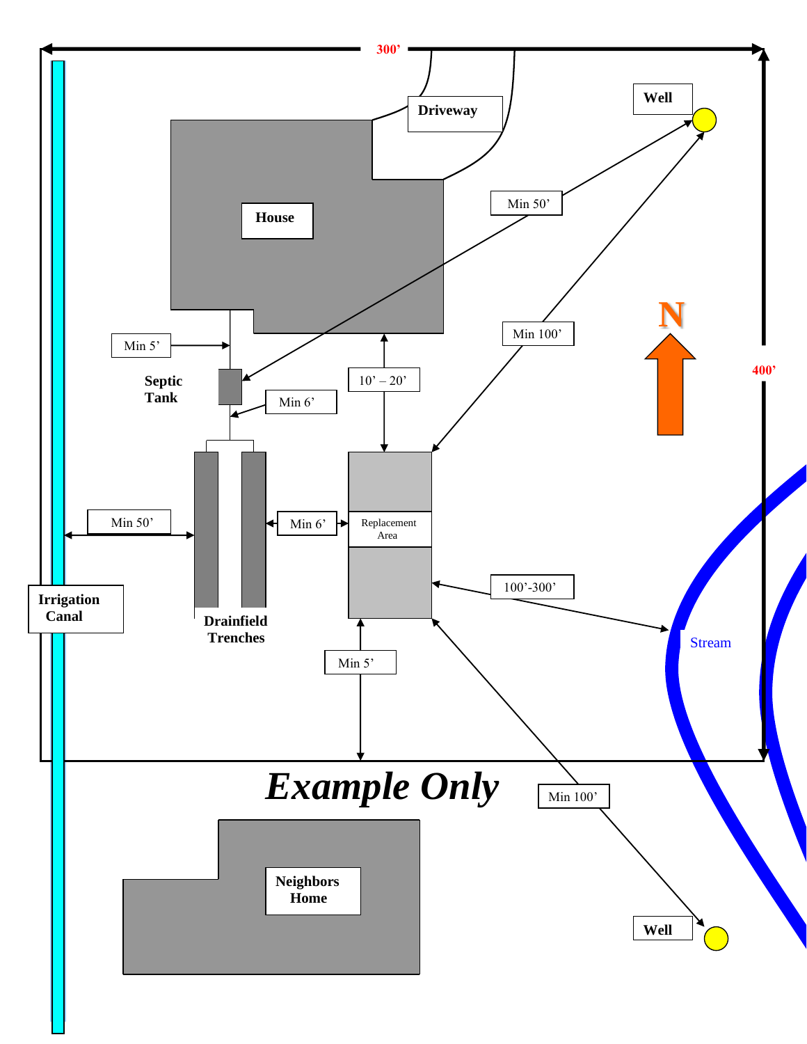300'

400'

Driveway

Well

House

Min 50'

Min 5'

Septic Tank

Min 6'

10' – 20'

Min 100'

N

Min 50'

Min 6'

Replacement Area

100'-300'

Irrigation Canal

Drainfield Trenches

Stream

Min 5'

*Example Only*

Min 100'

Neighbors Home

Well